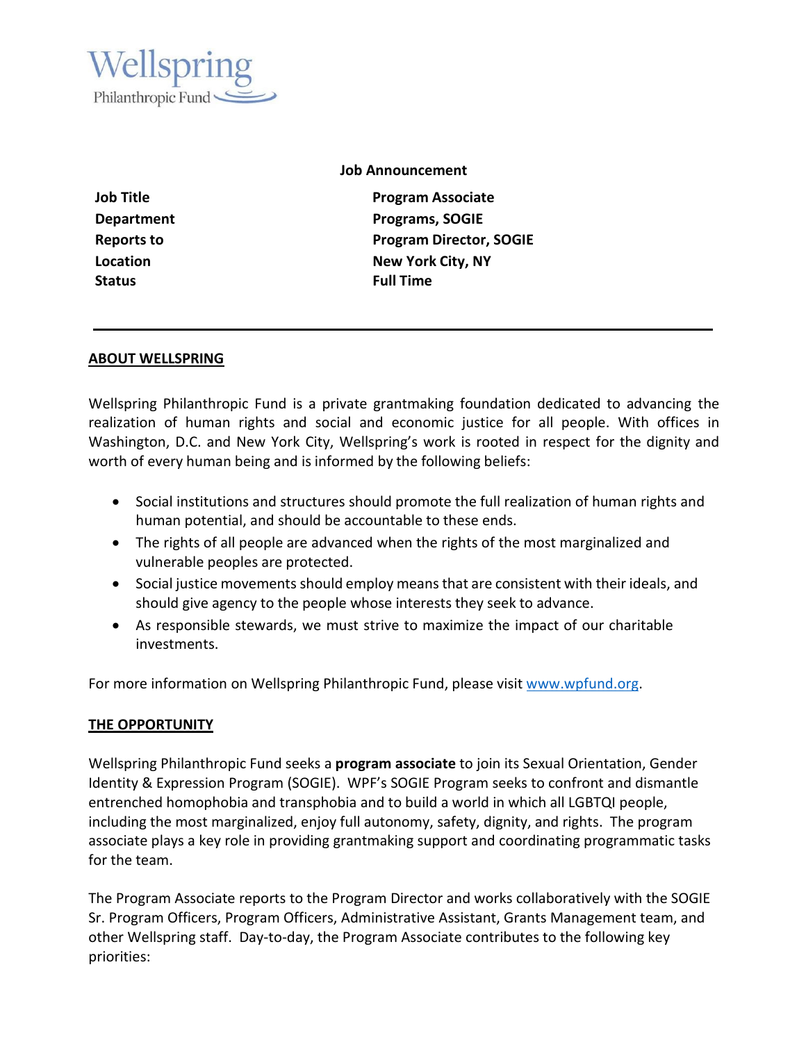Wellspring
Philanthropic Fund

**Job Announcement**

| | |
|---|---|
| **Job Title** | **Program Associate** |
| **Department** | **Programs, SOGIE** |
| **Reports to** | **Program Director, SOGIE** |
| **Location** | **New York City, NY** |
| **Status** | **Full Time** |

---

## ABOUT WELLSPRING

Wellspring Philanthropic Fund is a private grantmaking foundation dedicated to advancing the realization of human rights and social and economic justice for all people. With offices in Washington, D.C. and New York City, Wellspring's work is rooted in respect for the dignity and worth of every human being and is informed by the following beliefs:

- Social institutions and structures should promote the full realization of human rights and human potential, and should be accountable to these ends.
- The rights of all people are advanced when the rights of the most marginalized and vulnerable peoples are protected.
- Social justice movements should employ means that are consistent with their ideals, and should give agency to the people whose interests they seek to advance.
- As responsible stewards, we must strive to maximize the impact of our charitable investments.

For more information on Wellspring Philanthropic Fund, please visit www.wpfund.org.

## THE OPPORTUNITY

Wellspring Philanthropic Fund seeks a **program associate** to join its Sexual Orientation, Gender Identity & Expression Program (SOGIE). WPF's SOGIE Program seeks to confront and dismantle entrenched homophobia and transphobia and to build a world in which all LGBTQI people, including the most marginalized, enjoy full autonomy, safety, dignity, and rights. The program associate plays a key role in providing grantmaking support and coordinating programmatic tasks for the team.

The Program Associate reports to the Program Director and works collaboratively with the SOGIE Sr. Program Officers, Program Officers, Administrative Assistant, Grants Management team, and other Wellspring staff. Day-to-day, the Program Associate contributes to the following key priorities: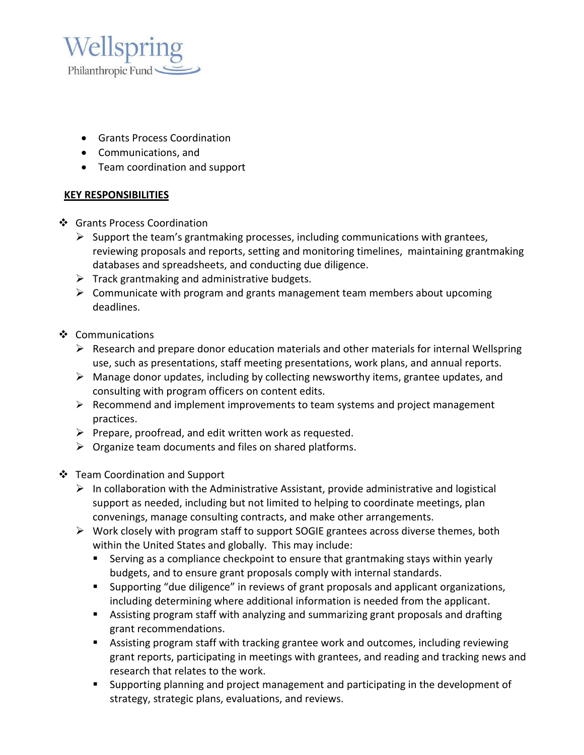- Grants Process Coordination
- Communications, and
- Team coordination and support

**KEY RESPONSIBILITIES**

- Grants Process Coordination
  - Support the team's grantmaking processes, including communications with grantees, reviewing proposals and reports, setting and monitoring timelines, maintaining grantmaking databases and spreadsheets, and conducting due diligence.
  - Track grantmaking and administrative budgets.
  - Communicate with program and grants management team members about upcoming deadlines.

- Communications
  - Research and prepare donor education materials and other materials for internal Wellspring use, such as presentations, staff meeting presentations, work plans, and annual reports.
  - Manage donor updates, including by collecting newsworthy items, grantee updates, and consulting with program officers on content edits.
  - Recommend and implement improvements to team systems and project management practices.
  - Prepare, proofread, and edit written work as requested.
  - Organize team documents and files on shared platforms.

- Team Coordination and Support
  - In collaboration with the Administrative Assistant, provide administrative and logistical support as needed, including but not limited to helping to coordinate meetings, plan convenings, manage consulting contracts, and make other arrangements.
  - Work closely with program staff to support SOGIE grantees across diverse themes, both within the United States and globally. This may include:
    - Serving as a compliance checkpoint to ensure that grantmaking stays within yearly budgets, and to ensure grant proposals comply with internal standards.
    - Supporting "due diligence" in reviews of grant proposals and applicant organizations, including determining where additional information is needed from the applicant.
    - Assisting program staff with analyzing and summarizing grant proposals and drafting grant recommendations.
    - Assisting program staff with tracking grantee work and outcomes, including reviewing grant reports, participating in meetings with grantees, and reading and tracking news and research that relates to the work.
    - Supporting planning and project management and participating in the development of strategy, strategic plans, evaluations, and reviews.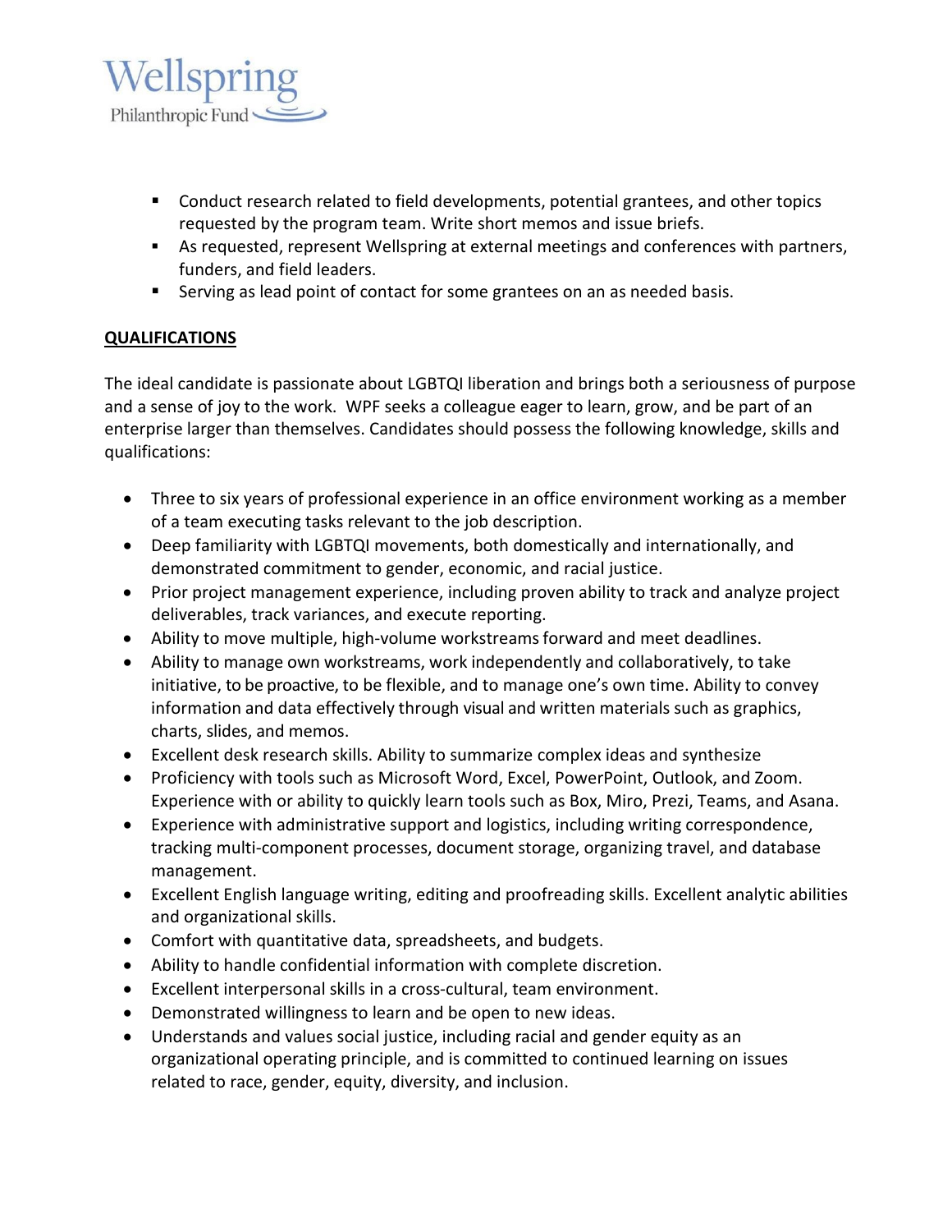- Conduct research related to field developments, potential grantees, and other topics requested by the program team. Write short memos and issue briefs.
- As requested, represent Wellspring at external meetings and conferences with partners, funders, and field leaders.
- Serving as lead point of contact for some grantees on an as needed basis.

**QUALIFICATIONS**

The ideal candidate is passionate about LGBTQI liberation and brings both a seriousness of purpose and a sense of joy to the work. WPF seeks a colleague eager to learn, grow, and be part of an enterprise larger than themselves. Candidates should possess the following knowledge, skills and qualifications:

- Three to six years of professional experience in an office environment working as a member of a team executing tasks relevant to the job description.
- Deep familiarity with LGBTQI movements, both domestically and internationally, and demonstrated commitment to gender, economic, and racial justice.
- Prior project management experience, including proven ability to track and analyze project deliverables, track variances, and execute reporting.
- Ability to move multiple, high-volume workstreams forward and meet deadlines.
- Ability to manage own workstreams, work independently and collaboratively, to take initiative, to be proactive, to be flexible, and to manage one's own time. Ability to convey information and data effectively through visual and written materials such as graphics, charts, slides, and memos.
- Excellent desk research skills. Ability to summarize complex ideas and synthesize
- Proficiency with tools such as Microsoft Word, Excel, PowerPoint, Outlook, and Zoom. Experience with or ability to quickly learn tools such as Box, Miro, Prezi, Teams, and Asana.
- Experience with administrative support and logistics, including writing correspondence, tracking multi-component processes, document storage, organizing travel, and database management.
- Excellent English language writing, editing and proofreading skills. Excellent analytic abilities and organizational skills.
- Comfort with quantitative data, spreadsheets, and budgets.
- Ability to handle confidential information with complete discretion.
- Excellent interpersonal skills in a cross-cultural, team environment.
- Demonstrated willingness to learn and be open to new ideas.
- Understands and values social justice, including racial and gender equity as an organizational operating principle, and is committed to continued learning on issues related to race, gender, equity, diversity, and inclusion.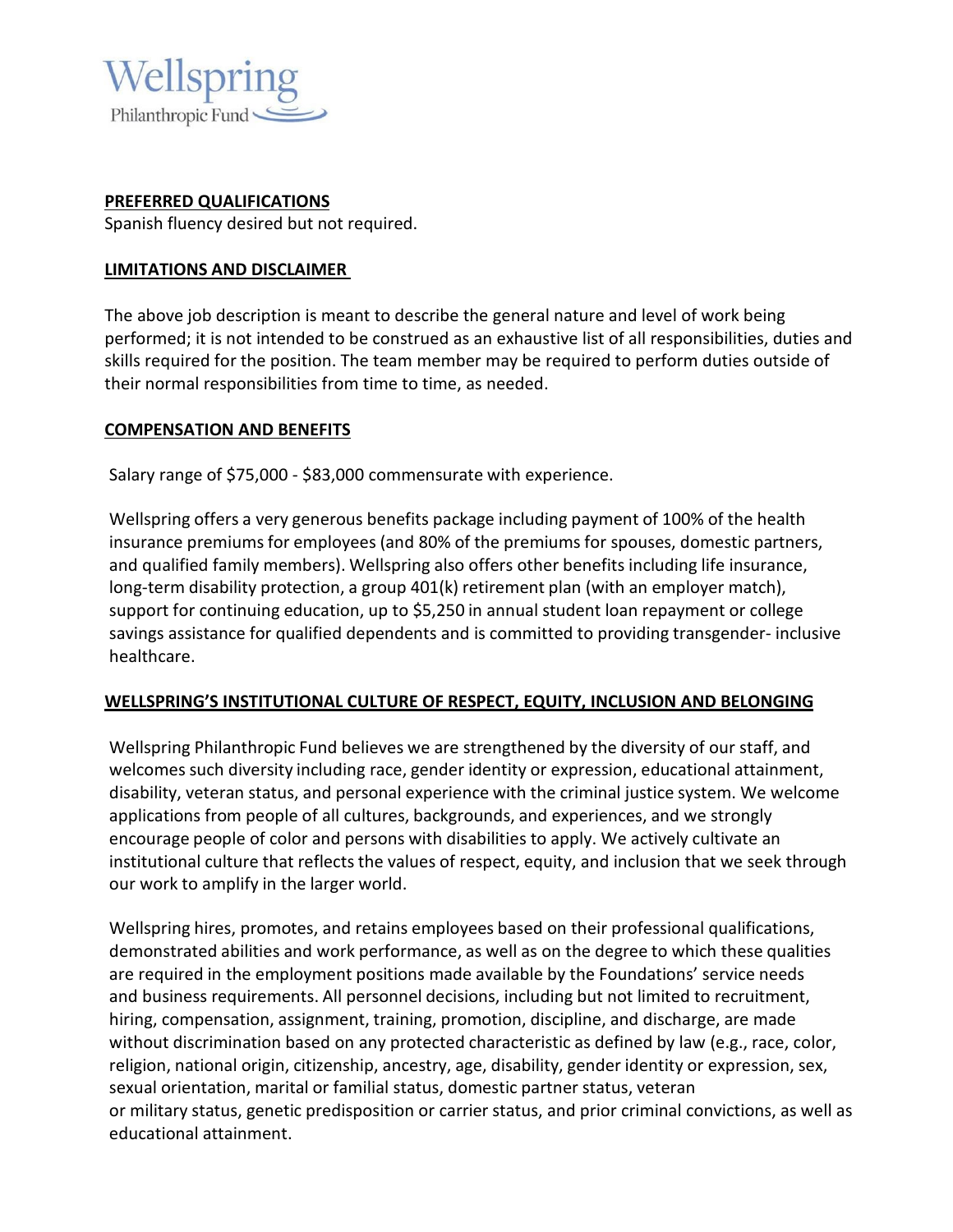## PREFERRED QUALIFICATIONS

Spanish fluency desired but not required.

## LIMITATIONS AND DISCLAIMER

The above job description is meant to describe the general nature and level of work being performed; it is not intended to be construed as an exhaustive list of all responsibilities, duties and skills required for the position. The team member may be required to perform duties outside of their normal responsibilities from time to time, as needed.

## COMPENSATION AND BENEFITS

Salary range of $75,000 - $83,000 commensurate with experience.

Wellspring offers a very generous benefits package including payment of 100% of the health insurance premiums for employees (and 80% of the premiums for spouses, domestic partners, and qualified family members). Wellspring also offers other benefits including life insurance, long-term disability protection, a group 401(k) retirement plan (with an employer match), support for continuing education, up to $5,250 in annual student loan repayment or college savings assistance for qualified dependents and is committed to providing transgender- inclusive healthcare.

## WELLSPRING'S INSTITUTIONAL CULTURE OF RESPECT, EQUITY, INCLUSION AND BELONGING

Wellspring Philanthropic Fund believes we are strengthened by the diversity of our staff, and welcomes such diversity including race, gender identity or expression, educational attainment, disability, veteran status, and personal experience with the criminal justice system. We welcome applications from people of all cultures, backgrounds, and experiences, and we strongly encourage people of color and persons with disabilities to apply. We actively cultivate an institutional culture that reflects the values of respect, equity, and inclusion that we seek through our work to amplify in the larger world.

Wellspring hires, promotes, and retains employees based on their professional qualifications, demonstrated abilities and work performance, as well as on the degree to which these qualities are required in the employment positions made available by the Foundations' service needs and business requirements. All personnel decisions, including but not limited to recruitment, hiring, compensation, assignment, training, promotion, discipline, and discharge, are made without discrimination based on any protected characteristic as defined by law (e.g., race, color, religion, national origin, citizenship, ancestry, age, disability, gender identity or expression, sex, sexual orientation, marital or familial status, domestic partner status, veteran or military status, genetic predisposition or carrier status, and prior criminal convictions, as well as educational attainment.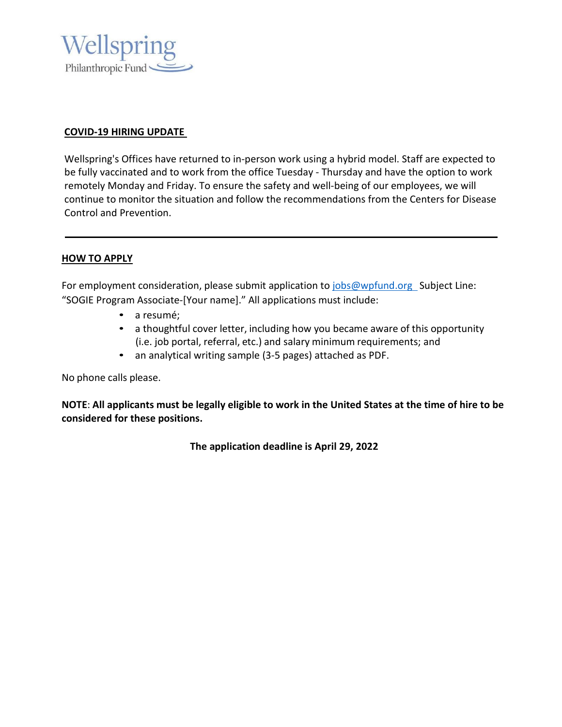Wellspring
Philanthropic Fund

## COVID-19 HIRING UPDATE

Wellspring's Offices have returned to in-person work using a hybrid model. Staff are expected to be fully vaccinated and to work from the office Tuesday - Thursday and have the option to work remotely Monday and Friday. To ensure the safety and well-being of our employees, we will continue to monitor the situation and follow the recommendations from the Centers for Disease Control and Prevention.

---

## HOW TO APPLY

For employment consideration, please submit application to jobs@wpfund.org Subject Line: "SOGIE Program Associate-[Your name]." All applications must include:

- a resumé;
- a thoughtful cover letter, including how you became aware of this opportunity (i.e. job portal, referral, etc.) and salary minimum requirements; and
- an analytical writing sample (3-5 pages) attached as PDF.

No phone calls please.

**NOTE**: **All applicants must be legally eligible to work in the United States at the time of hire to be considered for these positions.**

**The application deadline is April 29, 2022**